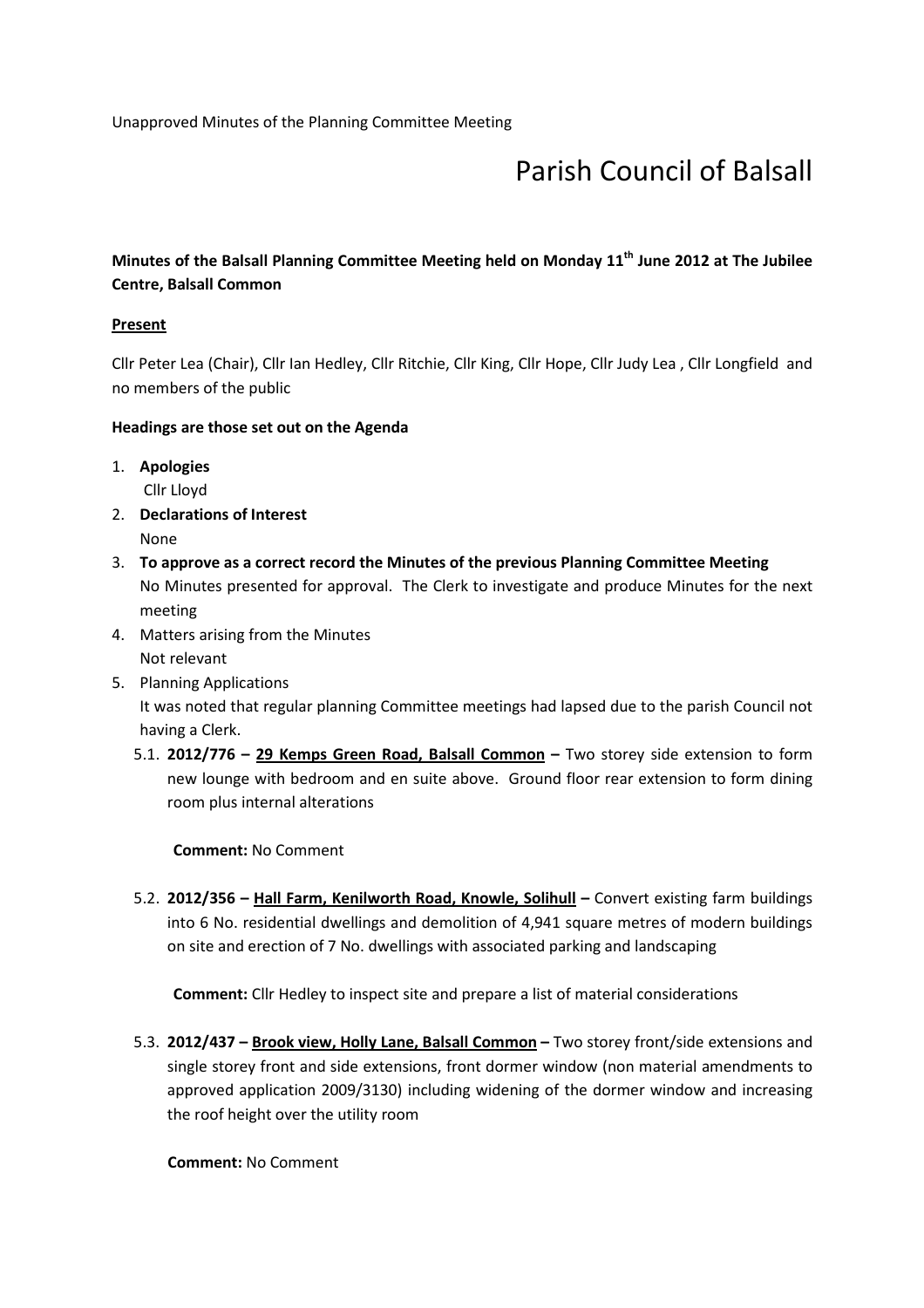Unapproved Minutes of the Planning Committee Meeting

# Parish Council of Balsall

**Minutes of the Balsall Planning Committee Meeting held on Monday 11th June 2012 at The Jubilee Centre, Balsall Common**

**<u>Present</u>**

Cllr Peter Lea (Chair), Cllr Ian Hedley, Cllr Ritchie, Cllr King, Cllr Hope, Cllr Judy Lea , Cllr Longfield and no members of the public

**Headings are those set out on the Agenda**

1. **Apologies**
   Cllr Lloyd
2. **Declarations of Interest**
   None
3. **To approve as a correct record the Minutes of the previous Planning Committee Meeting**
   No Minutes presented for approval. The Clerk to investigate and produce Minutes for the next meeting
4. Matters arising from the Minutes
   Not relevant
5. Planning Applications
   It was noted that regular planning Committee meetings had lapsed due to the parish Council not having a Clerk.
   5.1. **2012/776 – <u>29 Kemps Green Road, Balsall Common</u> –** Two storey side extension to form new lounge with bedroom and en suite above. Ground floor rear extension to form dining room plus internal alterations

   **Comment:** No Comment

   5.2. **2012/356 – <u>Hall Farm, Kenilworth Road, Knowle, Solihull</u> –** Convert existing farm buildings into 6 No. residential dwellings and demolition of 4,941 square metres of modern buildings on site and erection of 7 No. dwellings with associated parking and landscaping

   **Comment:** Cllr Hedley to inspect site and prepare a list of material considerations

   5.3. **2012/437 – <u>Brook view, Holly Lane, Balsall Common</u> –** Two storey front/side extensions and single storey front and side extensions, front dormer window (non material amendments to approved application 2009/3130) including widening of the dormer window and increasing the roof height over the utility room

   **Comment:** No Comment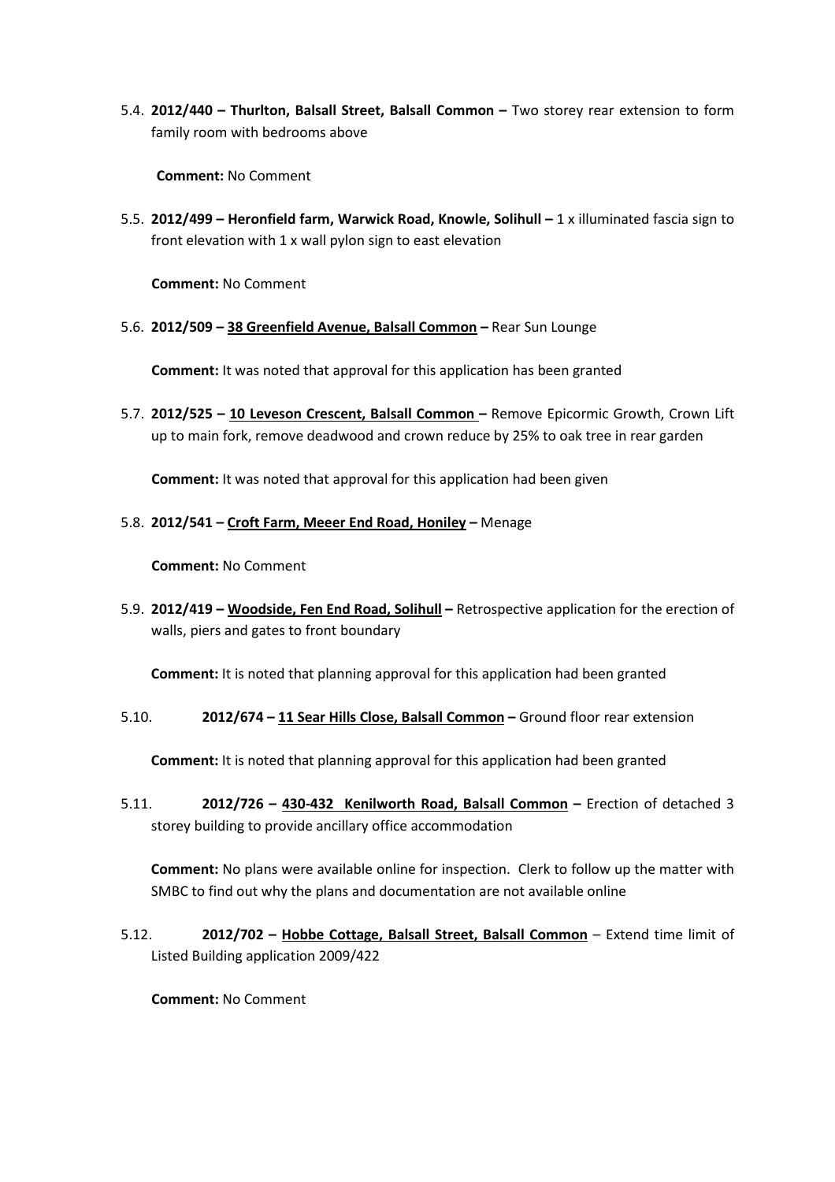5.4. **2012/440 – Thurlton, Balsall Street, Balsall Common –** Two storey rear extension to form family room with bedrooms above

**Comment:** No Comment

5.5. **2012/499 – Heronfield farm, Warwick Road, Knowle, Solihull –** 1 x illuminated fascia sign to front elevation with 1 x wall pylon sign to east elevation

**Comment:** No Comment

5.6. **2012/509 – <u>38 Greenfield Avenue, Balsall Common</u> –** Rear Sun Lounge

**Comment:** It was noted that approval for this application has been granted

5.7. **2012/525 – <u>10 Leveson Crescent, Balsall Common</u> –** Remove Epicormic Growth, Crown Lift up to main fork, remove deadwood and crown reduce by 25% to oak tree in rear garden

**Comment:** It was noted that approval for this application had been given

5.8. **2012/541 – <u>Croft Farm, Meeer End Road, Honiley</u> –** Menage

**Comment:** No Comment

5.9. **2012/419 – <u>Woodside, Fen End Road, Solihull</u> –** Retrospective application for the erection of walls, piers and gates to front boundary

**Comment:** It is noted that planning approval for this application had been granted

5.10. **2012/674 – <u>11 Sear Hills Close, Balsall Common</u> –** Ground floor rear extension

**Comment:** It is noted that planning approval for this application had been granted

5.11. **2012/726 – <u>430-432 Kenilworth Road, Balsall Common</u> –** Erection of detached 3 storey building to provide ancillary office accommodation

**Comment:** No plans were available online for inspection. Clerk to follow up the matter with SMBC to find out why the plans and documentation are not available online

5.12. **2012/702 – <u>Hobbe Cottage, Balsall Street, Balsall Common</u>** – Extend time limit of Listed Building application 2009/422

**Comment:** No Comment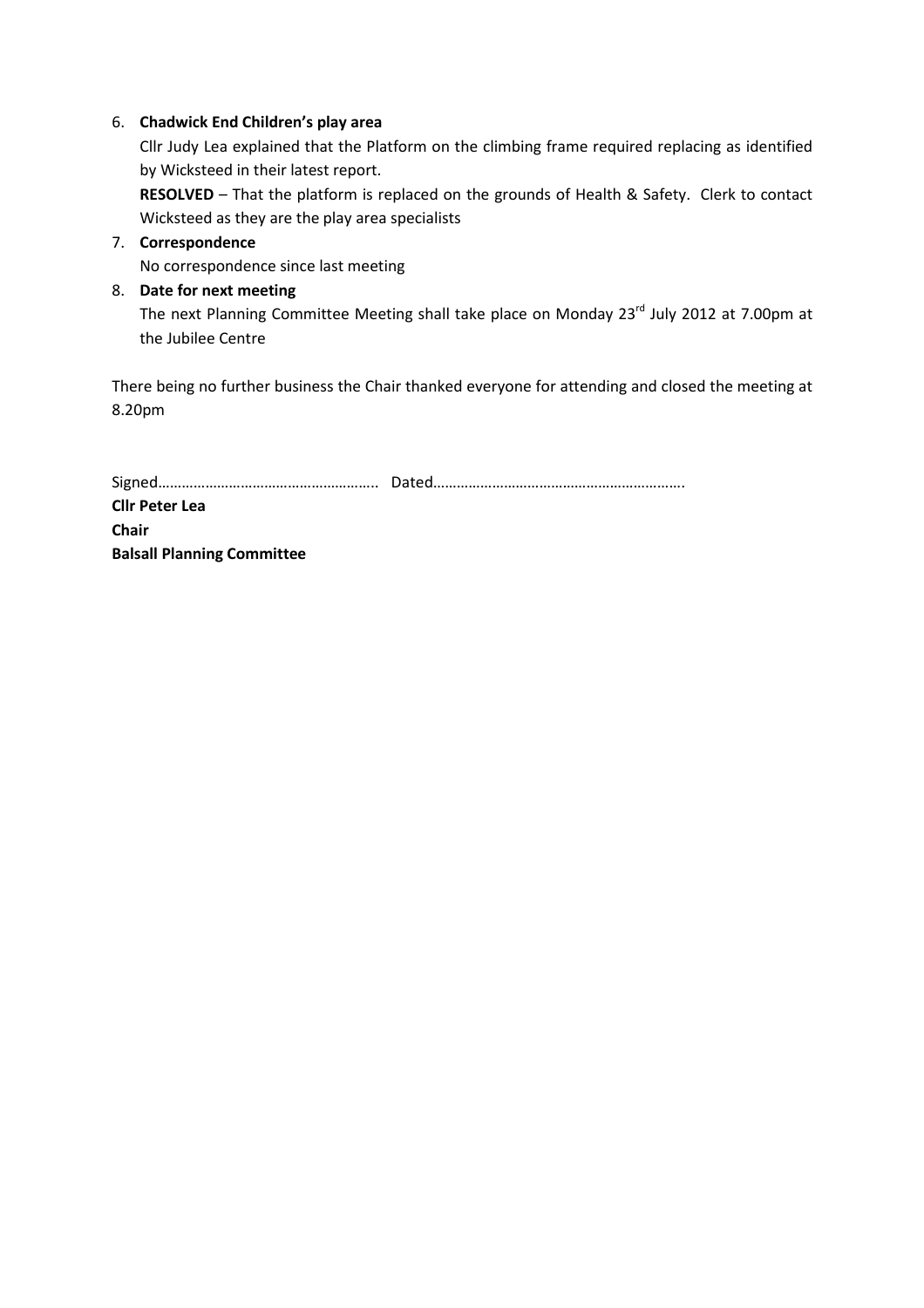6. **Chadwick End Children's play area**

   Cllr Judy Lea explained that the Platform on the climbing frame required replacing as identified by Wicksteed in their latest report.

   **RESOLVED** – That the platform is replaced on the grounds of Health & Safety. Clerk to contact Wicksteed as they are the play area specialists

7. **Correspondence**

   No correspondence since last meeting

8. **Date for next meeting**

   The next Planning Committee Meeting shall take place on Monday 23rd July 2012 at 7.00pm at the Jubilee Centre

There being no further business the Chair thanked everyone for attending and closed the meeting at 8.20pm

Signed……………………………………………….. Dated……………………………………………………….

**Cllr Peter Lea**
**Chair**
**Balsall Planning Committee**